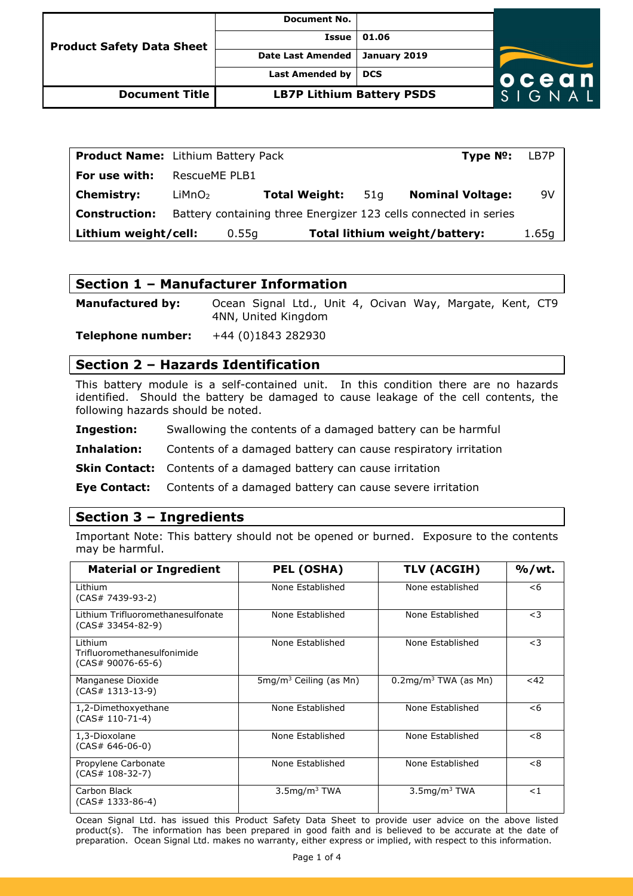| Product Safety Data Sheet | Document No. | |
|---|---|---|
| | Issue | 01.06 |
| | Date Last Amended | January 2019 |
| | Last Amended by | DCS |
| **Document Title** | **LB7P Lithium Battery PSDS** | |

| | | | | | |
|---|---|---|---|---|---|
| **Product Name:** | Lithium Battery Pack | | | **Type №:** | LB7P |
| **For use with:** | RescueME PLB1 | | | | |
| **Chemistry:** | $LiMnO_2$ | **Total Weight:** | 51g | **Nominal Voltage:** | 9V |
| **Construction:** | Battery containing three Energizer 123 cells connected in series | | | | |
| **Lithium weight/cell:** | 0.55g | **Total lithium weight/battery:** | | | 1.65g |

## Section 1 – Manufacturer Information

**Manufactured by:** Ocean Signal Ltd., Unit 4, Ocivan Way, Margate, Kent, CT9 4NN, United Kingdom

**Telephone number:** +44 (0)1843 282930

## Section 2 – Hazards Identification

This battery module is a self-contained unit. In this condition there are no hazards identified. Should the battery be damaged to cause leakage of the cell contents, the following hazards should be noted.

**Ingestion:** Swallowing the contents of a damaged battery can be harmful

**Inhalation:** Contents of a damaged battery can cause respiratory irritation

**Skin Contact:** Contents of a damaged battery can cause irritation

**Eye Contact:** Contents of a damaged battery can cause severe irritation

## Section 3 – Ingredients

Important Note: This battery should not be opened or burned. Exposure to the contents may be harmful.

| Material or Ingredient | PEL (OSHA) | TLV (ACGIH) | %/wt. |
|---|---|---|---|
| Lithium (CAS# 7439-93-2) | None Established | None established | <6 |
| Lithium Trifluoromethanesulfonate (CAS# 33454-82-9) | None Established | None Established | <3 |
| Lithium Trifluoromethanesulfonimide (CAS# 90076-65-6) | None Established | None Established | <3 |
| Manganese Dioxide (CAS# 1313-13-9) | 5mg/m$^3$ Ceiling (as Mn) | 0.2mg/m$^3$ TWA (as Mn) | <42 |
| 1,2-Dimethoxyethane (CAS# 110-71-4) | None Established | None Established | <6 |
| 1,3-Dioxolane (CAS# 646-06-0) | None Established | None Established | <8 |
| Propylene Carbonate (CAS# 108-32-7) | None Established | None Established | <8 |
| Carbon Black (CAS# 1333-86-4) | 3.5mg/m$^3$ TWA | 3.5mg/m$^3$ TWA | <1 |

Ocean Signal Ltd. has issued this Product Safety Data Sheet to provide user advice on the above listed product(s). The information has been prepared in good faith and is believed to be accurate at the date of preparation. Ocean Signal Ltd. makes no warranty, either express or implied, with respect to this information.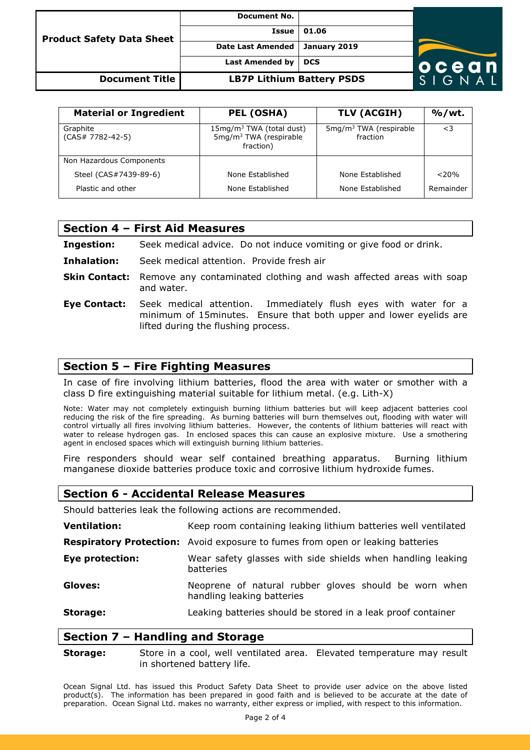| Material or Ingredient | PEL (OSHA) | TLV (ACGIH) | %/wt. |
|---|---|---|---|
| Graphite (CAS# 7782-42-5) | 15mg/m$^3$ TWA (total dust) 5mg/m$^3$ TWA (respirable fraction) | 5mg/m$^3$ TWA (respirable fraction | <3 |
| Non Hazardous Components | | | |
| Steel (CAS#7439-89-6) | None Established | None Established | <20% |
| Plastic and other | None Established | None Established | Remainder |

## Section 4 – First Aid Measures

**Ingestion:** Seek medical advice. Do not induce vomiting or give food or drink.

**Inhalation:** Seek medical attention. Provide fresh air

**Skin Contact:** Remove any contaminated clothing and wash affected areas with soap and water.

**Eye Contact:** Seek medical attention. Immediately flush eyes with water for a minimum of 15minutes. Ensure that both upper and lower eyelids are lifted during the flushing process.

## Section 5 – Fire Fighting Measures

In case of fire involving lithium batteries, flood the area with water or smother with a class D fire extinguishing material suitable for lithium metal. (e.g. Lith-X)

Note: Water may not completely extinguish burning lithium batteries but will keep adjacent batteries cool reducing the risk of the fire spreading. As burning batteries will burn themselves out, flooding with water will control virtually all fires involving lithium batteries. However, the contents of lithium batteries will react with water to release hydrogen gas. In enclosed spaces this can cause an explosive mixture. Use a smothering agent in enclosed spaces which will extinguish burning lithium batteries.

Fire responders should wear self contained breathing apparatus. Burning lithium manganese dioxide batteries produce toxic and corrosive lithium hydroxide fumes.

## Section 6 - Accidental Release Measures

Should batteries leak the following actions are recommended.

**Ventilation:** Keep room containing leaking lithium batteries well ventilated

**Respiratory Protection:** Avoid exposure to fumes from open or leaking batteries

**Eye protection:** Wear safety glasses with side shields when handling leaking batteries

**Gloves:** Neoprene of natural rubber gloves should be worn when handling leaking batteries

**Storage:** Leaking batteries should be stored in a leak proof container

## Section 7 – Handling and Storage

**Storage:** Store in a cool, well ventilated area. Elevated temperature may result in shortened battery life.

Ocean Signal Ltd. has issued this Product Safety Data Sheet to provide user advice on the above listed product(s). The information has been prepared in good faith and is believed to be accurate at the date of preparation. Ocean Signal Ltd. makes no warranty, either express or implied, with respect to this information.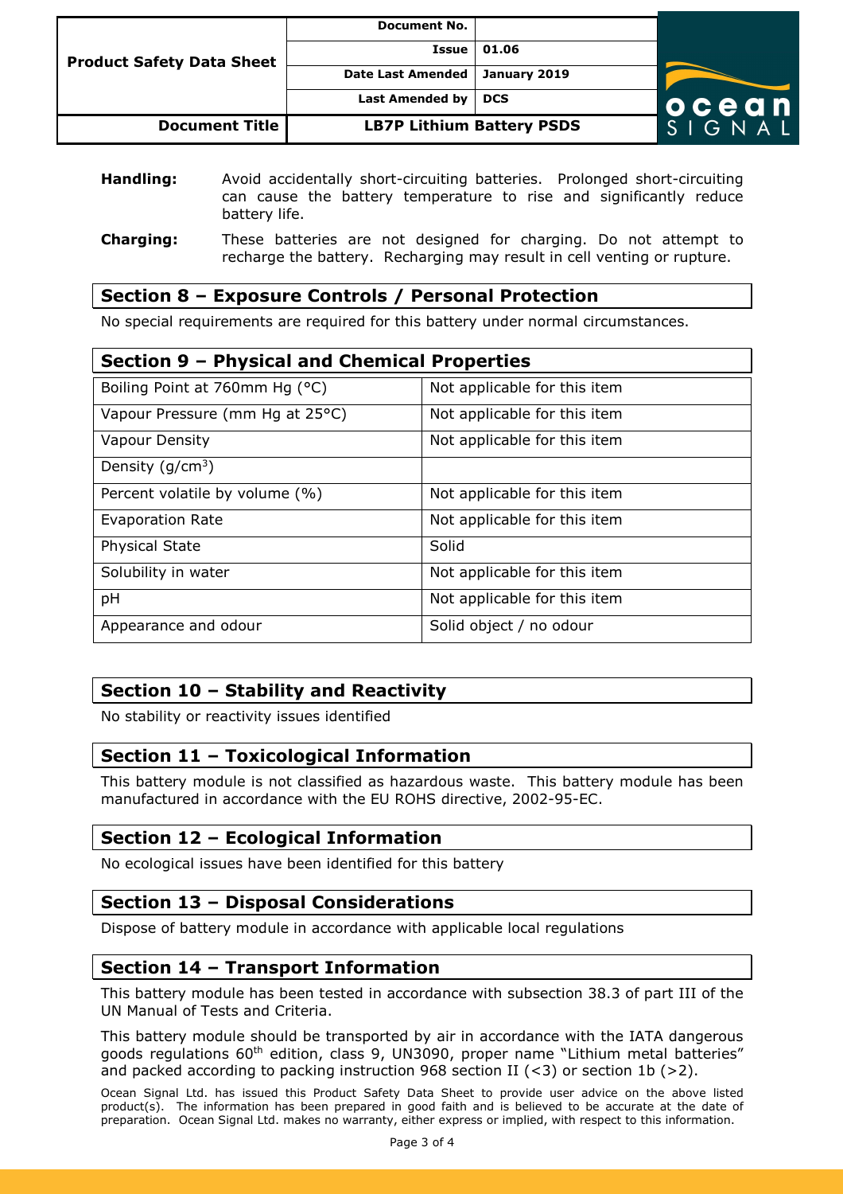**Handling:** Avoid accidentally short-circuiting batteries. Prolonged short-circuiting can cause the battery temperature to rise and significantly reduce battery life.

**Charging:** These batteries are not designed for charging. Do not attempt to recharge the battery. Recharging may result in cell venting or rupture.

## Section 8 – Exposure Controls / Personal Protection

No special requirements are required for this battery under normal circumstances.

## Section 9 – Physical and Chemical Properties

| Property | Value |
|---|---|
| Boiling Point at 760mm Hg (°C) | Not applicable for this item |
| Vapour Pressure (mm Hg at 25°C) | Not applicable for this item |
| Vapour Density | Not applicable for this item |
| Density (g/cm$^3$) | |
| Percent volatile by volume (%) | Not applicable for this item |
| Evaporation Rate | Not applicable for this item |
| Physical State | Solid |
| Solubility in water | Not applicable for this item |
| pH | Not applicable for this item |
| Appearance and odour | Solid object / no odour |

## Section 10 – Stability and Reactivity

No stability or reactivity issues identified

## Section 11 – Toxicological Information

This battery module is not classified as hazardous waste. This battery module has been manufactured in accordance with the EU ROHS directive, 2002-95-EC.

## Section 12 – Ecological Information

No ecological issues have been identified for this battery

## Section 13 – Disposal Considerations

Dispose of battery module in accordance with applicable local regulations

## Section 14 – Transport Information

This battery module has been tested in accordance with subsection 38.3 of part III of the UN Manual of Tests and Criteria.

This battery module should be transported by air in accordance with the IATA dangerous goods regulations 60th edition, class 9, UN3090, proper name "Lithium metal batteries" and packed according to packing instruction 968 section II (<3) or section 1b (>2).

Ocean Signal Ltd. has issued this Product Safety Data Sheet to provide user advice on the above listed product(s). The information has been prepared in good faith and is believed to be accurate at the date of preparation. Ocean Signal Ltd. makes no warranty, either express or implied, with respect to this information.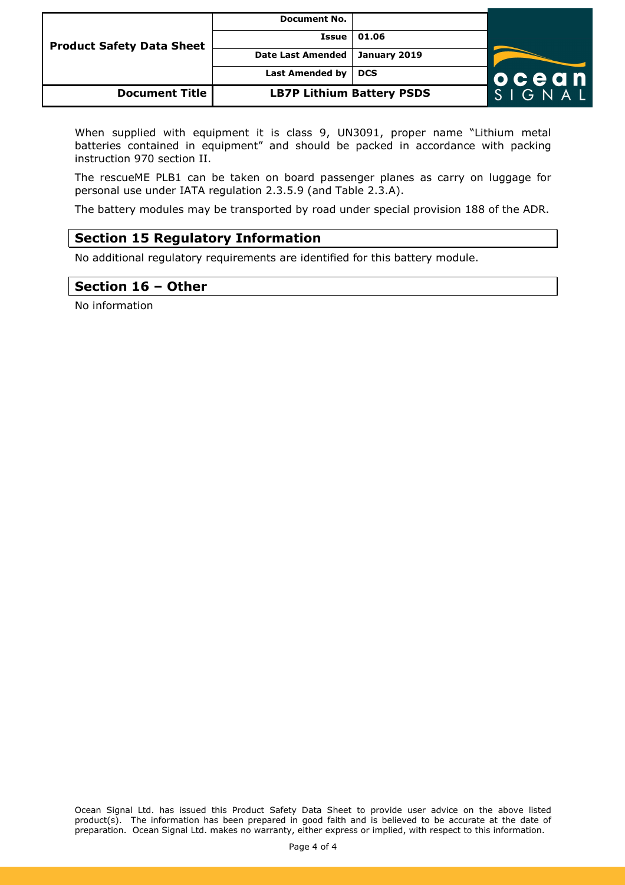When supplied with equipment it is class 9, UN3091, proper name "Lithium metal batteries contained in equipment" and should be packed in accordance with packing instruction 970 section II.

The rescueME PLB1 can be taken on board passenger planes as carry on luggage for personal use under IATA regulation 2.3.5.9 (and Table 2.3.A).

The battery modules may be transported by road under special provision 188 of the ADR.

## Section 15 Regulatory Information

No additional regulatory requirements are identified for this battery module.

## Section 16 – Other

No information

Ocean Signal Ltd. has issued this Product Safety Data Sheet to provide user advice on the above listed product(s). The information has been prepared in good faith and is believed to be accurate at the date of preparation. Ocean Signal Ltd. makes no warranty, either express or implied, with respect to this information.